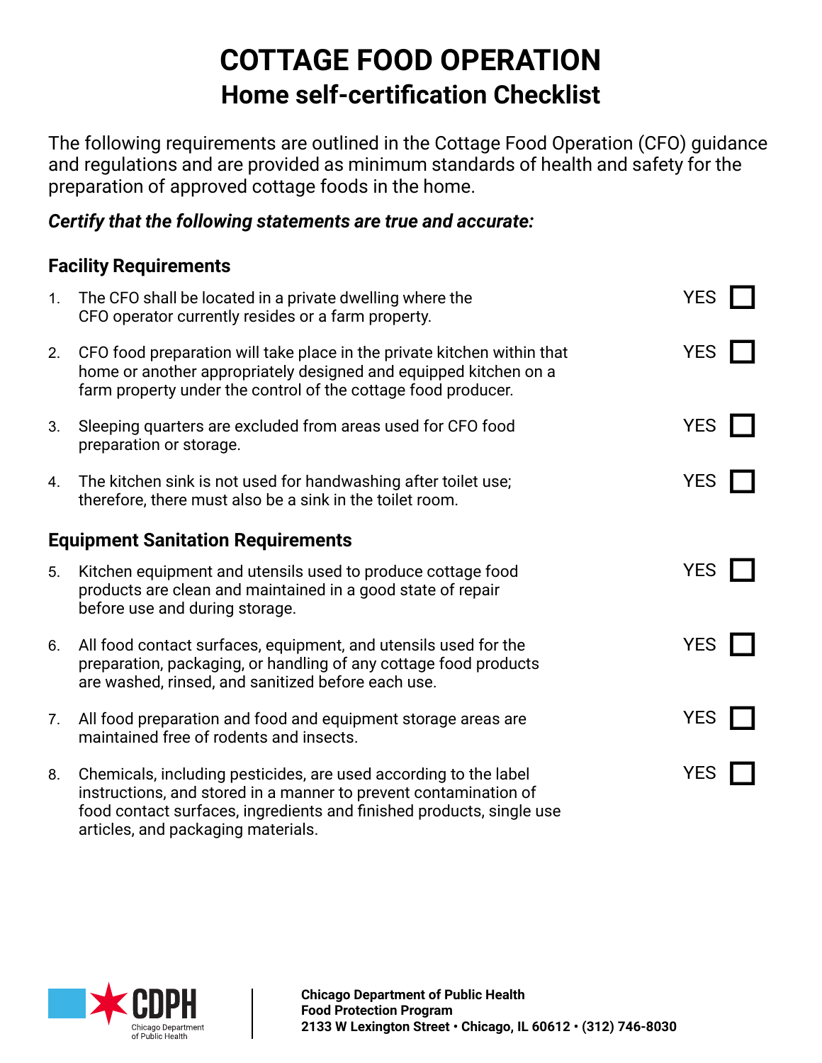# COTTAGE FOOD OPERATION

## Home self-certification Checklist

The following requirements are outlined in the Cottage Food Operation (CFO) guidance and regulations and are provided as minimum standards of health and safety for the preparation of approved cottage foods in the home.

***Certify that the following statements are true and accurate:***

### Facility Requirements

1. The CFO shall be located in a private dwelling where the CFO operator currently resides or a farm property. YES ☐
2. CFO food preparation will take place in the private kitchen within that home or another appropriately designed and equipped kitchen on a farm property under the control of the cottage food producer. YES ☐
3. Sleeping quarters are excluded from areas used for CFO food preparation or storage. YES ☐
4. The kitchen sink is not used for handwashing after toilet use; therefore, there must also be a sink in the toilet room. YES ☐

### Equipment Sanitation Requirements

5. Kitchen equipment and utensils used to produce cottage food products are clean and maintained in a good state of repair before use and during storage. YES ☐
6. All food contact surfaces, equipment, and utensils used for the preparation, packaging, or handling of any cottage food products are washed, rinsed, and sanitized before each use. YES ☐
7. All food preparation and food and equipment storage areas are maintained free of rodents and insects. YES ☐
8. Chemicals, including pesticides, are used according to the label instructions, and stored in a manner to prevent contamination of food contact surfaces, ingredients and finished products, single use articles, and packaging materials. YES ☐

CDPH Chicago Department of Public Health

**Chicago Department of Public Health**
**Food Protection Program**
**2133 W Lexington Street • Chicago, IL 60612 • (312) 746-8030**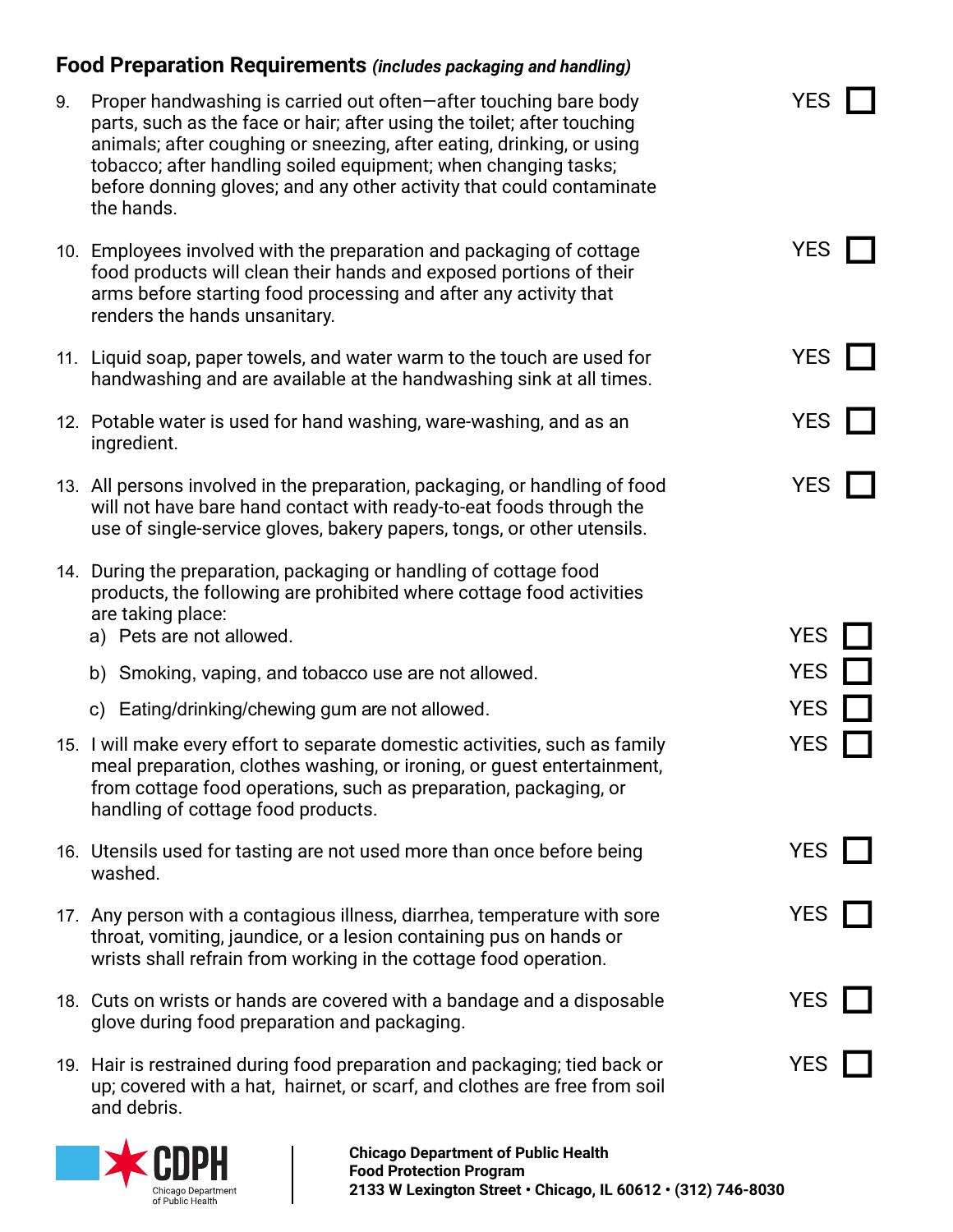## Food Preparation Requirements *(includes packaging and handling)*

9. Proper handwashing is carried out often—after touching bare body parts, such as the face or hair; after using the toilet; after touching animals; after coughing or sneezing, after eating, drinking, or using tobacco; after handling soiled equipment; when changing tasks; before donning gloves; and any other activity that could contaminate the hands. YES ☐

10. Employees involved with the preparation and packaging of cottage food products will clean their hands and exposed portions of their arms before starting food processing and after any activity that renders the hands unsanitary. YES ☐

11. Liquid soap, paper towels, and water warm to the touch are used for handwashing and are available at the handwashing sink at all times. YES ☐

12. Potable water is used for hand washing, ware-washing, and as an ingredient. YES ☐

13. All persons involved in the preparation, packaging, or handling of food will not have bare hand contact with ready-to-eat foods through the use of single-service gloves, bakery papers, tongs, or other utensils. YES ☐

14. During the preparation, packaging or handling of cottage food products, the following are prohibited where cottage food activities are taking place:
    a) Pets are not allowed. YES ☐
    b) Smoking, vaping, and tobacco use are not allowed. YES ☐
    c) Eating/drinking/chewing gum are not allowed. YES ☐

15. I will make every effort to separate domestic activities, such as family meal preparation, clothes washing, or ironing, or guest entertainment, from cottage food operations, such as preparation, packaging, or handling of cottage food products. YES ☐

16. Utensils used for tasting are not used more than once before being washed. YES ☐

17. Any person with a contagious illness, diarrhea, temperature with sore throat, vomiting, jaundice, or a lesion containing pus on hands or wrists shall refrain from working in the cottage food operation. YES ☐

18. Cuts on wrists or hands are covered with a bandage and a disposable glove during food preparation and packaging. YES ☐

19. Hair is restrained during food preparation and packaging; tied back or up; covered with a hat, hairnet, or scarf, and clothes are free from soil and debris. YES ☐

CDPH Chicago Department of Public Health

**Chicago Department of Public Health**
**Food Protection Program**
**2133 W Lexington Street • Chicago, IL 60612 • (312) 746-8030**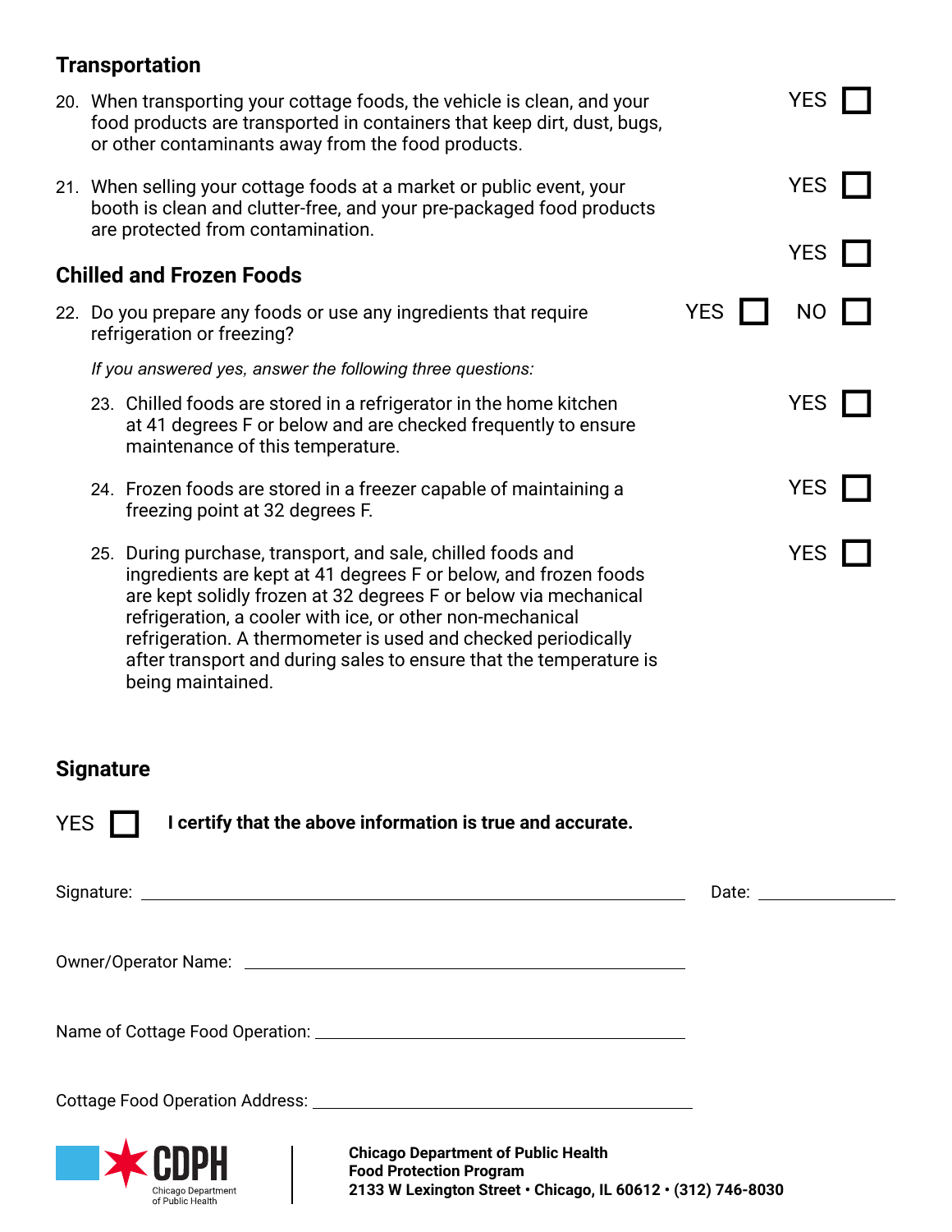## Transportation

20. When transporting your cottage foods, the vehicle is clean, and your food products are transported in containers that keep dirt, dust, bugs, or other contaminants away from the food products. YES ☐

21. When selling your cottage foods at a market or public event, your booth is clean and clutter-free, and your pre-packaged food products are protected from contamination. YES ☐

YES ☐

## Chilled and Frozen Foods

22. Do you prepare any foods or use any ingredients that require refrigeration or freezing? YES ☐ NO ☐

*If you answered yes, answer the following three questions:*

23. Chilled foods are stored in a refrigerator in the home kitchen at 41 degrees F or below and are checked frequently to ensure maintenance of this temperature. YES ☐

24. Frozen foods are stored in a freezer capable of maintaining a freezing point at 32 degrees F. YES ☐

25. During purchase, transport, and sale, chilled foods and ingredients are kept at 41 degrees F or below, and frozen foods are kept solidly frozen at 32 degrees F or below via mechanical refrigeration, a cooler with ice, or other non-mechanical refrigeration. A thermometer is used and checked periodically after transport and during sales to ensure that the temperature is being maintained. YES ☐

## Signature

YES ☐ **I certify that the above information is true and accurate.**

Signature: ____________________ Date: ____________

Owner/Operator Name: ____________________

Name of Cottage Food Operation: ____________________

Cottage Food Operation Address: ____________________

CDPH Chicago Department of Public Health

**Chicago Department of Public Health**
**Food Protection Program**
**2133 W Lexington Street • Chicago, IL 60612 • (312) 746-8030**